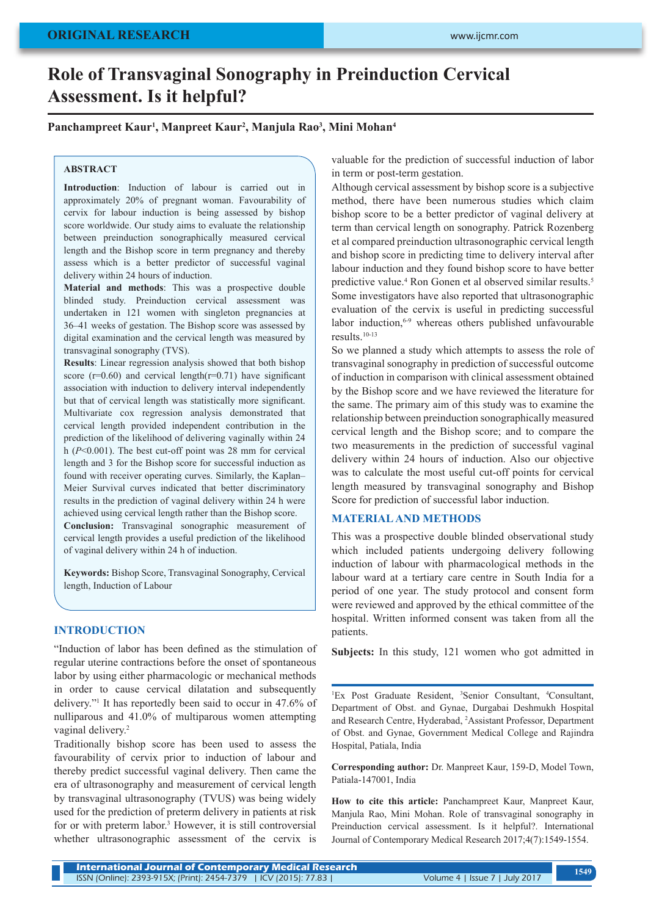ORIGINAL RESEARCH

# Role of Transvaginal Sonography in Preinduction Cervical Assessment. Is it helpful?

**Panchampreet Kaur[1], Manpreet Kaur[2], Manjula Rao[3], Mini Mohan[4]**

## ABSTRACT

**Introduction**: Induction of labour is carried out in approximately 20% of pregnant woman. Favourability of cervix for labour induction is being assessed by bishop score worldwide. Our study aims to evaluate the relationship between preinduction sonographically measured cervical length and the Bishop score in term pregnancy and thereby assess which is a better predictor of successful vaginal delivery within 24 hours of induction.

**Material and methods**: This was a prospective double blinded study. Preinduction cervical assessment was undertaken in 121 women with singleton pregnancies at 36–41 weeks of gestation. The Bishop score was assessed by digital examination and the cervical length was measured by transvaginal sonography (TVS).

**Results**: Linear regression analysis showed that both bishop score ($r$=0.60) and cervical length($r$=0.71) have significant association with induction to delivery interval independently but that of cervical length was statistically more significant. Multivariate cox regression analysis demonstrated that cervical length provided independent contribution in the prediction of the likelihood of delivering vaginally within 24 h ($P$<0.001). The best cut-off point was 28 mm for cervical length and 3 for the Bishop score for successful induction as found with receiver operating curves. Similarly, the Kaplan–Meier Survival curves indicated that better discriminatory results in the prediction of vaginal delivery within 24 h were achieved using cervical length rather than the Bishop score.

**Conclusion:** Transvaginal sonographic measurement of cervical length provides a useful prediction of the likelihood of vaginal delivery within 24 h of induction.

**Keywords:** Bishop Score, Transvaginal Sonography, Cervical length, Induction of Labour

## INTRODUCTION

"Induction of labor has been defined as the stimulation of regular uterine contractions before the onset of spontaneous labor by using either pharmacologic or mechanical methods in order to cause cervical dilatation and subsequently delivery."[1] It has reportedly been said to occur in 47.6% of nulliparous and 41.0% of multiparous women attempting vaginal delivery.[2]

Traditionally bishop score has been used to assess the favourability of cervix prior to induction of labour and thereby predict successful vaginal delivery. Then came the era of ultrasonography and measurement of cervical length by transvaginal ultrasonography (TVUS) was being widely used for the prediction of preterm delivery in patients at risk for or with preterm labor.[3] However, it is still controversial whether ultrasonographic assessment of the cervix is valuable for the prediction of successful induction of labor in term or post-term gestation.

Although cervical assessment by bishop score is a subjective method, there have been numerous studies which claim bishop score to be a better predictor of vaginal delivery at term than cervical length on sonography. Patrick Rozenberg et al compared preinduction ultrasonographic cervical length and bishop score in predicting time to delivery interval after labour induction and they found bishop score to have better predictive value.[4] Ron Gonen et al observed similar results.[5] Some investigators have also reported that ultrasonographic evaluation of the cervix is useful in predicting successful labor induction,[6-9] whereas others published unfavourable results.[10-13]

So we planned a study which attempts to assess the role of transvaginal sonography in prediction of successful outcome of induction in comparison with clinical assessment obtained by the Bishop score and we have reviewed the literature for the same. The primary aim of this study was to examine the relationship between preinduction sonographically measured cervical length and the Bishop score; and to compare the two measurements in the prediction of successful vaginal delivery within 24 hours of induction. Also our objective was to calculate the most useful cut-off points for cervical length measured by transvaginal sonography and Bishop Score for prediction of successful labor induction.

## MATERIAL AND METHODS

This was a prospective double blinded observational study which included patients undergoing delivery following induction of labour with pharmacological methods in the labour ward at a tertiary care centre in South India for a period of one year. The study protocol and consent form were reviewed and approved by the ethical committee of the hospital. Written informed consent was taken from all the patients.

**Subjects:** In this study, 121 women who got admitted in

---

[1]Ex Post Graduate Resident, [3]Senior Consultant, [4]Consultant, Department of Obst. and Gynae, Durgabai Deshmukh Hospital and Research Centre, Hyderabad, [2]Assistant Professor, Department of Obst. and Gynae, Government Medical College and Rajindra Hospital, Patiala, India

**Corresponding author:** Dr. Manpreet Kaur, 159-D, Model Town, Patiala-147001, India

**How to cite this article:** Panchampreet Kaur, Manpreet Kaur, Manjula Rao, Mini Mohan. Role of transvaginal sonography in Preinduction cervical assessment. Is it helpful?. International Journal of Contemporary Medical Research 2017;4(7):1549-1554.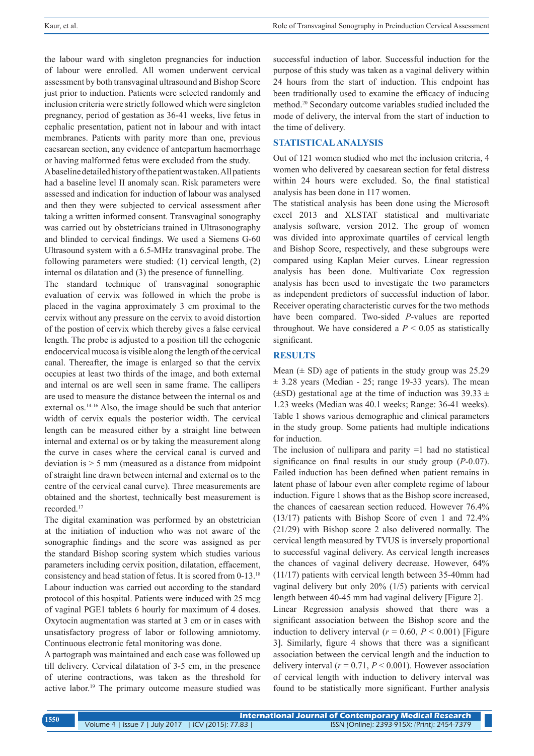the labour ward with singleton pregnancies for induction of labour were enrolled. All women underwent cervical assessment by both transvaginal ultrasound and Bishop Score just prior to induction. Patients were selected randomly and inclusion criteria were strictly followed which were singleton pregnancy, period of gestation as 36-41 weeks, live fetus in cephalic presentation, patient not in labour and with intact membranes. Patients with parity more than one, previous caesarean section, any evidence of antepartum haemorrhage or having malformed fetus were excluded from the study.

A baseline detailed history of the patient was taken. All patients had a baseline level II anomaly scan. Risk parameters were assessed and indication for induction of labour was analysed and then they were subjected to cervical assessment after taking a written informed consent. Transvaginal sonography was carried out by obstetricians trained in Ultrasonography and blinded to cervical findings. We used a Siemens G-60 Ultrasound system with a 6.5-MHz transvaginal probe. The following parameters were studied: (1) cervical length, (2) internal os dilatation and (3) the presence of funnelling.

The standard technique of transvaginal sonographic evaluation of cervix was followed in which the probe is placed in the vagina approximately 3 cm proximal to the cervix without any pressure on the cervix to avoid distortion of the postion of cervix which thereby gives a false cervical length. The probe is adjusted to a position till the echogenic endocervical mucosa is visible along the length of the cervical canal. Thereafter, the image is enlarged so that the cervix occupies at least two thirds of the image, and both external and internal os are well seen in same frame. The callipers are used to measure the distance between the internal os and external os.[14-16] Also, the image should be such that anterior width of cervix equals the posterior width. The cervical length can be measured either by a straight line between internal and external os or by taking the measurement along the curve in cases where the cervical canal is curved and deviation is > 5 mm (measured as a distance from midpoint of straight line drawn between internal and external os to the centre of the cervical canal curve). Three measurements are obtained and the shortest, technically best measurement is recorded.[17]

The digital examination was performed by an obstetrician at the initiation of induction who was not aware of the sonographic findings and the score was assigned as per the standard Bishop scoring system which studies various parameters including cervix position, dilatation, effacement, consistency and head station of fetus. It is scored from 0-13.[18]

Labour induction was carried out according to the standard protocol of this hospital. Patients were induced with 25 mcg of vaginal PGE1 tablets 6 hourly for maximum of 4 doses. Oxytocin augmentation was started at 3 cm or in cases with unsatisfactory progress of labor or following amniotomy. Continuous electronic fetal monitoring was done.

A partograph was maintained and each case was followed up till delivery. Cervical dilatation of 3-5 cm, in the presence of uterine contractions, was taken as the threshold for active labor.[19] The primary outcome measure studied was successful induction of labor. Successful induction for the purpose of this study was taken as a vaginal delivery within 24 hours from the start of induction. This endpoint has been traditionally used to examine the efficacy of inducing method.[20] Secondary outcome variables studied included the mode of delivery, the interval from the start of induction to the time of delivery.

## STATISTICAL ANALYSIS

Out of 121 women studied who met the inclusion criteria, 4 women who delivered by caesarean section for fetal distress within 24 hours were excluded. So, the final statistical analysis has been done in 117 women.

The statistical analysis has been done using the Microsoft excel 2013 and XLSTAT statistical and multivariate analysis software, version 2012. The group of women was divided into approximate quartiles of cervical length and Bishop Score, respectively, and these subgroups were compared using Kaplan Meier curves. Linear regression analysis has been done. Multivariate Cox regression analysis has been used to investigate the two parameters as independent predictors of successful induction of labor. Receiver operating characteristic curves for the two methods have been compared. Two-sided *P*-values are reported throughout. We have considered a $P < 0.05$ as statistically significant.

## RESULTS

Mean (± SD) age of patients in the study group was 25.29 ± 3.28 years (Median - 25; range 19-33 years). The mean (±SD) gestational age at the time of induction was 39.33 ± 1.23 weeks (Median was 40.1 weeks; Range: 36-41 weeks). Table 1 shows various demographic and clinical parameters in the study group. Some patients had multiple indications for induction.

The inclusion of nullipara and parity =1 had no statistical significance on final results in our study group (*P*-0.07). Failed induction has been defined when patient remains in latent phase of labour even after complete regime of labour induction. Figure 1 shows that as the Bishop score increased, the chances of caesarean section reduced. However 76.4% (13/17) patients with Bishop Score of even 1 and 72.4% (21/29) with Bishop score 2 also delivered normally. The cervical length measured by TVUS is inversely proportional to successful vaginal delivery. As cervical length increases the chances of vaginal delivery decrease. However, 64% (11/17) patients with cervical length between 35-40mm had vaginal delivery but only 20% (1/5) patients with cervical length between 40-45 mm had vaginal delivery [Figure 2].

Linear Regression analysis showed that there was a significant association between the Bishop score and the induction to delivery interval ($r = 0.60$, $P < 0.001$) [Figure 3]. Similarly, figure 4 shows that there was a significant association between the cervical length and the induction to delivery interval ($r = 0.71$, $P < 0.001$). However association of cervical length with induction to delivery interval was found to be statistically more significant. Further analysis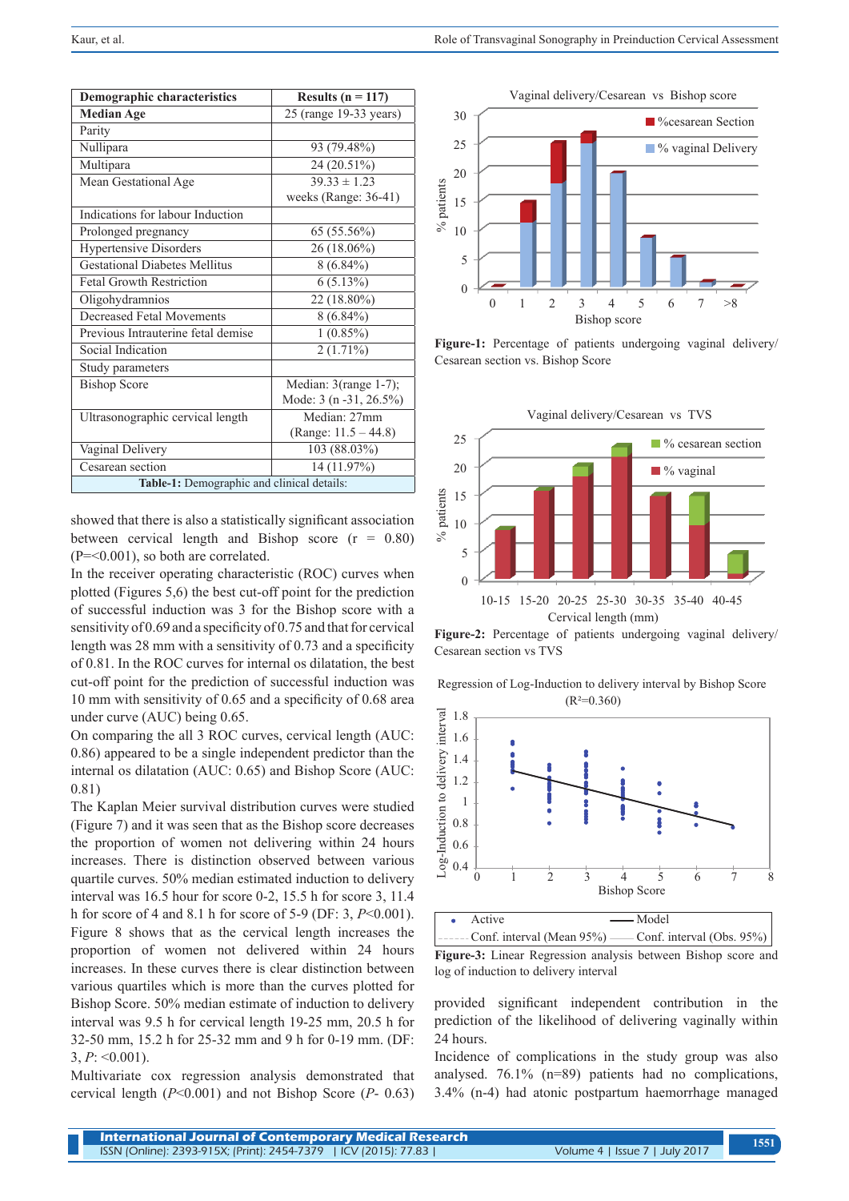| Demographic characteristics | Results (n = 117) |
|---|---|
| **Median Age** | 25 (range 19-33 years) |
| Parity | |
| Nullipara | 93 (79.48%) |
| Multipara | 24 (20.51%) |
| Mean Gestational Age | 39.33 ± 1.23 weeks (Range: 36-41) |
| Indications for labour Induction | |
| Prolonged pregnancy | 65 (55.56%) |
| Hypertensive Disorders | 26 (18.06%) |
| Gestational Diabetes Mellitus | 8 (6.84%) |
| Fetal Growth Restriction | 6 (5.13%) |
| Oligohydramnios | 22 (18.80%) |
| Decreased Fetal Movements | 8 (6.84%) |
| Previous Intrauterine fetal demise | 1 (0.85%) |
| Social Indication | 2 (1.71%) |
| Study parameters | |
| Bishop Score | Median: 3(range 1-7); Mode: 3 (n -31, 26.5%) |
| Ultrasonographic cervical length | Median: 27mm (Range: 11.5 – 44.8) |
| Vaginal Delivery | 103 (88.03%) |
| Cesarean section | 14 (11.97%) |

**Table-1:** Demographic and clinical details:

showed that there is also a statistically significant association between cervical length and Bishop score (r = 0.80) (P=<0.001), so both are correlated.

In the receiver operating characteristic (ROC) curves when plotted (Figures 5,6) the best cut-off point for the prediction of successful induction was 3 for the Bishop score with a sensitivity of 0.69 and a specificity of 0.75 and that for cervical length was 28 mm with a sensitivity of 0.73 and a specificity of 0.81. In the ROC curves for internal os dilatation, the best cut-off point for the prediction of successful induction was 10 mm with sensitivity of 0.65 and a specificity of 0.68 area under curve (AUC) being 0.65.

On comparing the all 3 ROC curves, cervical length (AUC: 0.86) appeared to be a single independent predictor than the internal os dilatation (AUC: 0.65) and Bishop Score (AUC: 0.81)

The Kaplan Meier survival distribution curves were studied (Figure 7) and it was seen that as the Bishop score decreases the proportion of women not delivering within 24 hours increases. There is distinction observed between various quartile curves. 50% median estimated induction to delivery interval was 16.5 hour for score 0-2, 15.5 h for score 3, 11.4 h for score of 4 and 8.1 h for score of 5-9 (DF: 3, *P*<0.001).

Figure 8 shows that as the cervical length increases the proportion of women not delivered within 24 hours increases. In these curves there is clear distinction between various quartiles which is more than the curves plotted for Bishop Score. 50% median estimate of induction to delivery interval was 9.5 h for cervical length 19-25 mm, 20.5 h for 32-50 mm, 15.2 h for 25-32 mm and 9 h for 0-19 mm. (DF: 3, *P*: <0.001).

Multivariate cox regression analysis demonstrated that cervical length (*P*<0.001) and not Bishop Score (*P*- 0.63) provided significant independent contribution in the prediction of the likelihood of delivering vaginally within 24 hours.

Incidence of complications in the study group was also analysed. 76.1% (n=89) patients had no complications, 3.4% (n-4) had atonic postpartum haemorrhage managed

**Figure-1:** Percentage of patients undergoing vaginal delivery/ Cesarean section vs. Bishop Score

**Figure-2:** Percentage of patients undergoing vaginal delivery/ Cesarean section vs TVS

**Figure-3:** Linear Regression analysis between Bishop score and log of induction to delivery interval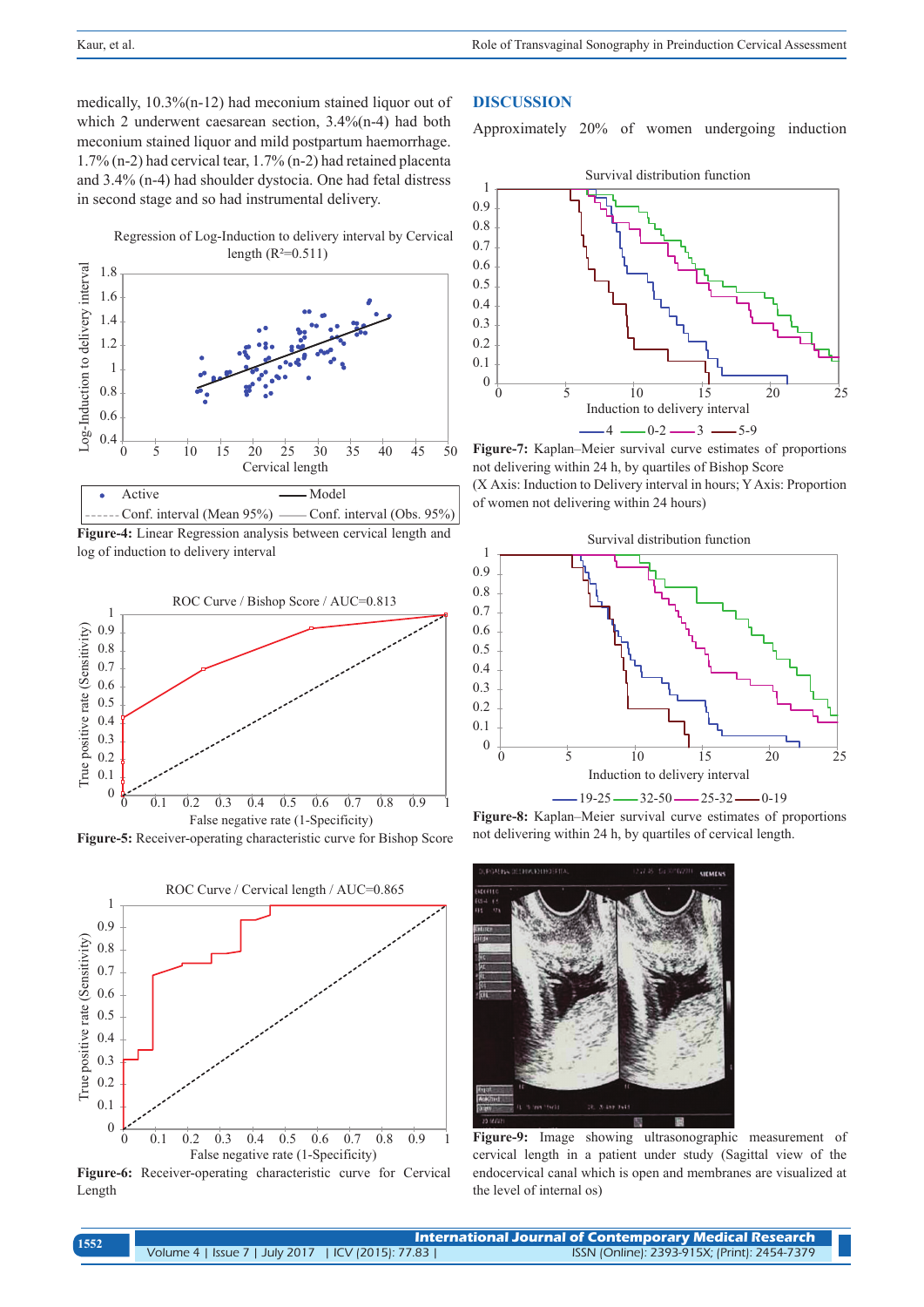medically, 10.3%(n-12) had meconium stained liquor out of which 2 underwent caesarean section, 3.4%(n-4) had both meconium stained liquor and mild postpartum haemorrhage. 1.7% (n-2) had cervical tear, 1.7% (n-2) had retained placenta and 3.4% (n-4) had shoulder dystocia. One had fetal distress in second stage and so had instrumental delivery.

**Figure-4:** Linear Regression analysis between cervical length and log of induction to delivery interval

**Figure-5:** Receiver-operating characteristic curve for Bishop Score

**Figure-6:** Receiver-operating characteristic curve for Cervical Length

## DISCUSSION

Approximately 20% of women undergoing induction

**Figure-7:** Kaplan–Meier survival curve estimates of proportions not delivering within 24 h, by quartiles of Bishop Score (X Axis: Induction to Delivery interval in hours; Y Axis: Proportion of women not delivering within 24 hours)

**Figure-8:** Kaplan–Meier survival curve estimates of proportions not delivering within 24 h, by quartiles of cervical length.

**Figure-9:** Image showing ultrasonographic measurement of cervical length in a patient under study (Sagittal view of the endocervical canal which is open and membranes are visualized at the level of internal os)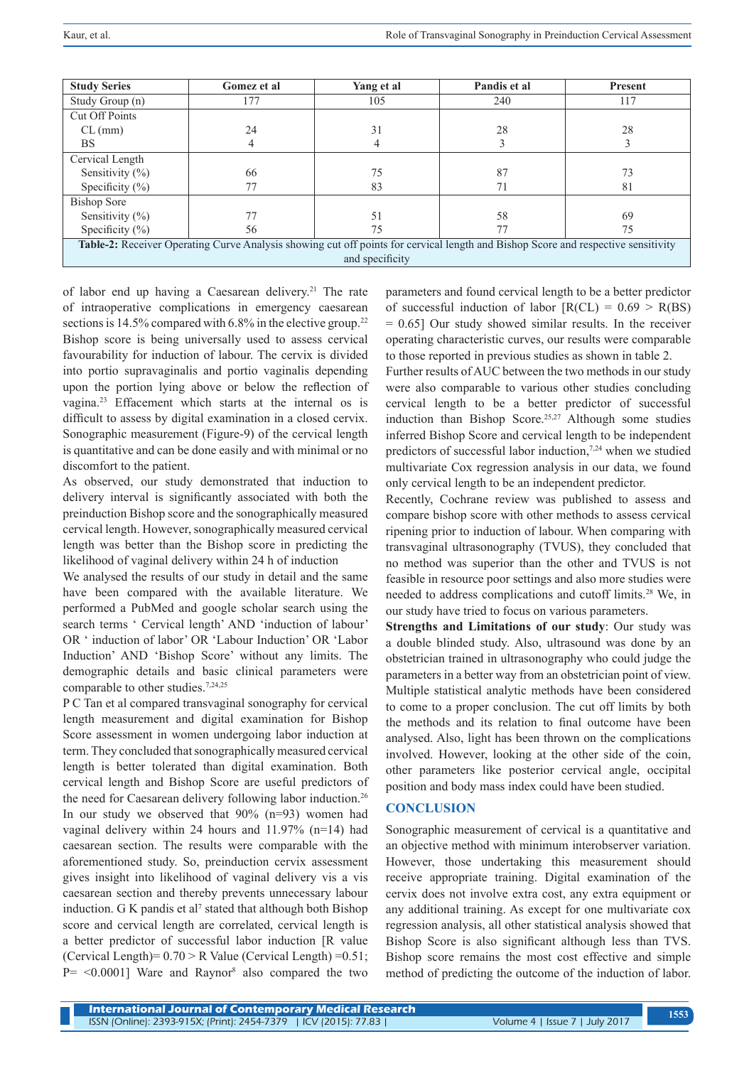| Study Series | Gomez et al | Yang et al | Pandis et al | Present |
|---|---|---|---|---|
| Study Group (n) | 177 | 105 | 240 | 117 |
| Cut Off Points | | | | |
| CL (mm) | 24 | 31 | 28 | 28 |
| BS | 4 | 4 | 3 | 3 |
| Cervical Length | | | | |
| Sensitivity (%) | 66 | 75 | 87 | 73 |
| Specificity (%) | 77 | 83 | 71 | 81 |
| Bishop Sore | | | | |
| Sensitivity (%) | 77 | 51 | 58 | 69 |
| Specificity (%) | 56 | 75 | 77 | 75 |

**Table-2:** Receiver Operating Curve Analysis showing cut off points for cervical length and Bishop Score and respective sensitivity and specificity

of labor end up having a Caesarean delivery.[21] The rate of intraoperative complications in emergency caesarean sections is 14.5% compared with 6.8% in the elective group.[22] Bishop score is being universally used to assess cervical favourability for induction of labour. The cervix is divided into portio supravaginalis and portio vaginalis depending upon the portion lying above or below the reflection of vagina.[23] Effacement which starts at the internal os is difficult to assess by digital examination in a closed cervix. Sonographic measurement (Figure-9) of the cervical length is quantitative and can be done easily and with minimal or no discomfort to the patient.

As observed, our study demonstrated that induction to delivery interval is significantly associated with both the preinduction Bishop score and the sonographically measured cervical length. However, sonographically measured cervical length was better than the Bishop score in predicting the likelihood of vaginal delivery within 24 h of induction

We analysed the results of our study in detail and the same have been compared with the available literature. We performed a PubMed and google scholar search using the search terms ' Cervical length' AND 'induction of labour' OR ' induction of labor' OR 'Labour Induction' OR 'Labor Induction' AND 'Bishop Score' without any limits. The demographic details and basic clinical parameters were comparable to other studies.[7,24,25]

P C Tan et al compared transvaginal sonography for cervical length measurement and digital examination for Bishop Score assessment in women undergoing labor induction at term. They concluded that sonographically measured cervical length is better tolerated than digital examination. Both cervical length and Bishop Score are useful predictors of the need for Caesarean delivery following labor induction.[26] In our study we observed that 90% (n=93) women had vaginal delivery within 24 hours and 11.97% (n=14) had caesarean section. The results were comparable with the aforementioned study. So, preinduction cervix assessment gives insight into likelihood of vaginal delivery vis a vis caesarean section and thereby prevents unnecessary labour induction. G K pandis et al[7] stated that although both Bishop score and cervical length are correlated, cervical length is a better predictor of successful labor induction [R value (Cervical Length)= 0.70 > R Value (Cervical Length) =0.51; P= <0.0001] Ware and Raynor[8] also compared the two parameters and found cervical length to be a better predictor of successful induction of labor [R(CL) = 0.69 > R(BS) = 0.65] Our study showed similar results. In the receiver operating characteristic curves, our results were comparable to those reported in previous studies as shown in table 2.

Further results of AUC between the two methods in our study were also comparable to various other studies concluding cervical length to be a better predictor of successful induction than Bishop Score.[25,27] Although some studies inferred Bishop Score and cervical length to be independent predictors of successful labor induction,[7,24] when we studied multivariate Cox regression analysis in our data, we found only cervical length to be an independent predictor.

Recently, Cochrane review was published to assess and compare bishop score with other methods to assess cervical ripening prior to induction of labour. When comparing with transvaginal ultrasonography (TVUS), they concluded that no method was superior than the other and TVUS is not feasible in resource poor settings and also more studies were needed to address complications and cutoff limits.[28] We, in our study have tried to focus on various parameters.

**Strengths and Limitations of our study**: Our study was a double blinded study. Also, ultrasound was done by an obstetrician trained in ultrasonography who could judge the parameters in a better way from an obstetrician point of view. Multiple statistical analytic methods have been considered to come to a proper conclusion. The cut off limits by both the methods and its relation to final outcome have been analysed. Also, light has been thrown on the complications involved. However, looking at the other side of the coin, other parameters like posterior cervical angle, occipital position and body mass index could have been studied.

## CONCLUSION

Sonographic measurement of cervical is a quantitative and an objective method with minimum interobserver variation. However, those undertaking this measurement should receive appropriate training. Digital examination of the cervix does not involve extra cost, any extra equipment or any additional training. As except for one multivariate cox regression analysis, all other statistical analysis showed that Bishop Score is also significant although less than TVS. Bishop score remains the most cost effective and simple method of predicting the outcome of the induction of labor.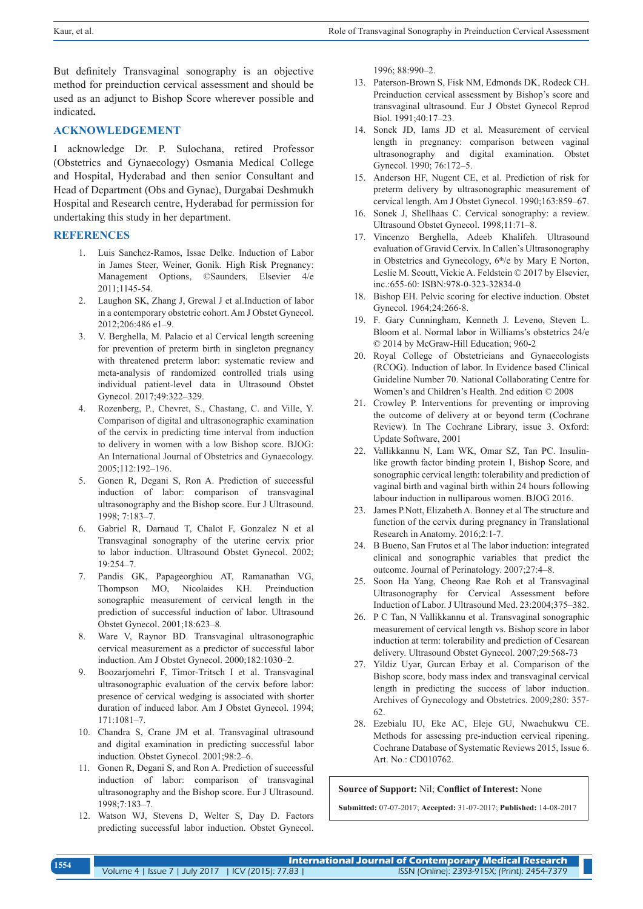But definitely Transvaginal sonography is an objective method for preinduction cervical assessment and should be used as an adjunct to Bishop Score wherever possible and indicated**.**

## ACKNOWLEDGEMENT

I acknowledge Dr. P. Sulochana, retired Professor (Obstetrics and Gynaecology) Osmania Medical College and Hospital, Hyderabad and then senior Consultant and Head of Department (Obs and Gynae), Durgabai Deshmukh Hospital and Research centre, Hyderabad for permission for undertaking this study in her department.

## REFERENCES

1. Luis Sanchez-Ramos, Issac Delke. Induction of Labor in James Steer, Weiner, Gonik. High Risk Pregnancy: Management Options, ©Saunders, Elsevier 4/e 2011;1145-54.
2. Laughon SK, Zhang J, Grewal J et al.Induction of labor in a contemporary obstetric cohort. Am J Obstet Gynecol. 2012;206:486 e1–9.
3. V. Berghella, M. Palacio et al Cervical length screening for prevention of preterm birth in singleton pregnancy with threatened preterm labor: systematic review and meta-analysis of randomized controlled trials using individual patient-level data in Ultrasound Obstet Gynecol. 2017;49:322–329.
4. Rozenberg, P., Chevret, S., Chastang, C. and Ville, Y. Comparison of digital and ultrasonographic examination of the cervix in predicting time interval from induction to delivery in women with a low Bishop score. BJOG: An International Journal of Obstetrics and Gynaecology. 2005;112:192–196.
5. Gonen R, Degani S, Ron A. Prediction of successful induction of labor: comparison of transvaginal ultrasonography and the Bishop score. Eur J Ultrasound. 1998; 7:183–7.
6. Gabriel R, Darnaud T, Chalot F, Gonzalez N et al Transvaginal sonography of the uterine cervix prior to labor induction. Ultrasound Obstet Gynecol. 2002; 19:254–7.
7. Pandis GK, Papageorghiou AT, Ramanathan VG, Thompson MO, Nicolaides KH. Preinduction sonographic measurement of cervical length in the prediction of successful induction of labor. Ultrasound Obstet Gynecol. 2001;18:623–8.
8. Ware V, Raynor BD. Transvaginal ultrasonographic cervical measurement as a predictor of successful labor induction. Am J Obstet Gynecol. 2000;182:1030–2.
9. Boozarjomehri F, Timor-Tritsch I et al. Transvaginal ultrasonographic evaluation of the cervix before labor: presence of cervical wedging is associated with shorter duration of induced labor. Am J Obstet Gynecol. 1994; 171:1081–7.
10. Chandra S, Crane JM et al. Transvaginal ultrasound and digital examination in predicting successful labor induction. Obstet Gynecol. 2001;98:2–6.
11. Gonen R, Degani S, and Ron A. Prediction of successful induction of labor: comparison of transvaginal ultrasonography and the Bishop score. Eur J Ultrasound. 1998;7:183–7.
12. Watson WJ, Stevens D, Welter S, Day D. Factors predicting successful labor induction. Obstet Gynecol. 1996; 88:990–2.
13. Paterson-Brown S, Fisk NM, Edmonds DK, Rodeck CH. Preinduction cervical assessment by Bishop's score and transvaginal ultrasound. Eur J Obstet Gynecol Reprod Biol. 1991;40:17–23.
14. Sonek JD, Iams JD et al. Measurement of cervical length in pregnancy: comparison between vaginal ultrasonography and digital examination. Obstet Gynecol. 1990; 76:172–5.
15. Anderson HF, Nugent CE, et al. Prediction of risk for preterm delivery by ultrasonographic measurement of cervical length. Am J Obstet Gynecol. 1990;163:859–67.
16. Sonek J, Shellhaas C. Cervical sonography: a review. Ultrasound Obstet Gynecol. 1998;11:71–8.
17. Vincenzo Berghella, Adeeb Khalifeh. Ultrasound evaluation of Gravid Cervix. In Callen's Ultrasonography in Obstetrics and Gynecology, 6th/e by Mary E Norton, Leslie M. Scoutt, Vickie A. Feldstein © 2017 by Elsevier, inc.:655-60: ISBN:978-0-323-32834-0
18. Bishop EH. Pelvic scoring for elective induction. Obstet Gynecol. 1964;24:266-8.
19. F. Gary Cunningham, Kenneth J. Leveno, Steven L. Bloom et al. Normal labor in Williams's obstetrics 24/e © 2014 by McGraw-Hill Education; 960-2
20. Royal College of Obstetricians and Gynaecologists (RCOG). Induction of labor. In Evidence based Clinical Guideline Number 70. National Collaborating Centre for Women's and Children's Health. 2nd edition © 2008
21. Crowley P. Interventions for preventing or improving the outcome of delivery at or beyond term (Cochrane Review). In The Cochrane Library, issue 3. Oxford: Update Software, 2001
22. Vallikkannu N, Lam WK, Omar SZ, Tan PC. Insulin-like growth factor binding protein 1, Bishop Score, and sonographic cervical length: tolerability and prediction of vaginal birth and vaginal birth within 24 hours following labour induction in nulliparous women. BJOG 2016.
23. James P.Nott, Elizabeth A. Bonney et al The structure and function of the cervix during pregnancy in Translational Research in Anatomy. 2016;2:1-7.
24. B Bueno, San Frutos et al The labor induction: integrated clinical and sonographic variables that predict the outcome. Journal of Perinatology. 2007;27:4–8.
25. Soon Ha Yang, Cheong Rae Roh et al Transvaginal Ultrasonography for Cervical Assessment before Induction of Labor. J Ultrasound Med. 23:2004;375–382.
26. P C Tan, N Vallikkannu et al. Transvaginal sonographic measurement of cervical length vs. Bishop score in labor induction at term: tolerability and prediction of Cesarean delivery. Ultrasound Obstet Gynecol. 2007;29:568-73
27. Yildiz Uyar, Gurcan Erbay et al. Comparison of the Bishop score, body mass index and transvaginal cervical length in predicting the success of labor induction. Archives of Gynecology and Obstetrics. 2009;280: 357-62.
28. Ezebialu IU, Eke AC, Eleje GU, Nwachukwu CE. Methods for assessing pre-induction cervical ripening. Cochrane Database of Systematic Reviews 2015, Issue 6. Art. No.: CD010762.

**Source of Support:** Nil; **Conflict of Interest:** None

**Submitted:** 07-07-2017; **Accepted:** 31-07-2017; **Published:** 14-08-2017